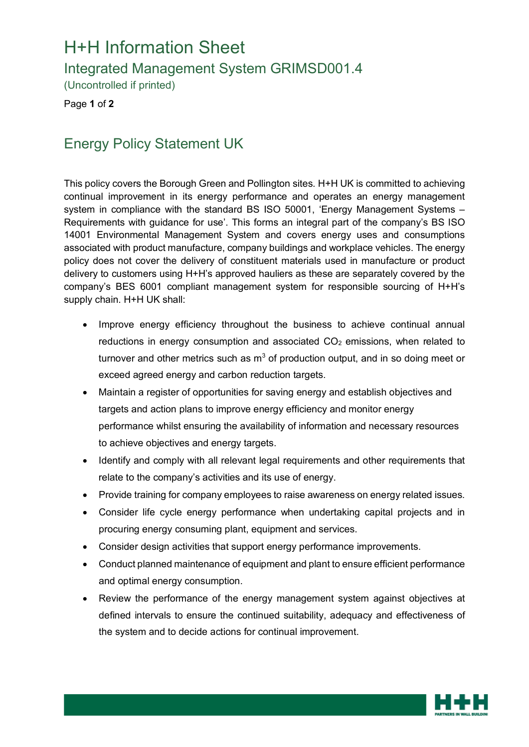# H+H Information Sheet

## Integrated Management System GRIMSD001.4

(Uncontrolled if printed)

## Energy Policy Statement UK

This policy covers the Borough Green and Pollington sites. H+H UK is committed to achieving continual improvement in its energy performance and operates an energy management system in compliance with the standard BS ISO 50001, 'Energy Management Systems – Requirements with guidance for use'. This forms an integral part of the company's BS ISO 14001 Environmental Management System and covers energy uses and consumptions associated with product manufacture, company buildings and workplace vehicles. The energy policy does not cover the delivery of constituent materials used in manufacture or product delivery to customers using H+H's approved hauliers as these are separately covered by the company's BES 6001 compliant management system for responsible sourcing of H+H's supply chain. H+H UK shall:

- Improve energy efficiency throughout the business to achieve continual annual reductions in energy consumption and associated $CO_2$ emissions, when related to turnover and other metrics such as $m^3$ of production output, and in so doing meet or exceed agreed energy and carbon reduction targets.
- Maintain a register of opportunities for saving energy and establish objectives and targets and action plans to improve energy efficiency and monitor energy performance whilst ensuring the availability of information and necessary resources to achieve objectives and energy targets.
- Identify and comply with all relevant legal requirements and other requirements that relate to the company's activities and its use of energy.
- Provide training for company employees to raise awareness on energy related issues.
- Consider life cycle energy performance when undertaking capital projects and in procuring energy consuming plant, equipment and services.
- Consider design activities that support energy performance improvements.
- Conduct planned maintenance of equipment and plant to ensure efficient performance and optimal energy consumption.
- Review the performance of the energy management system against objectives at defined intervals to ensure the continued suitability, adequacy and effectiveness of the system and to decide actions for continual improvement.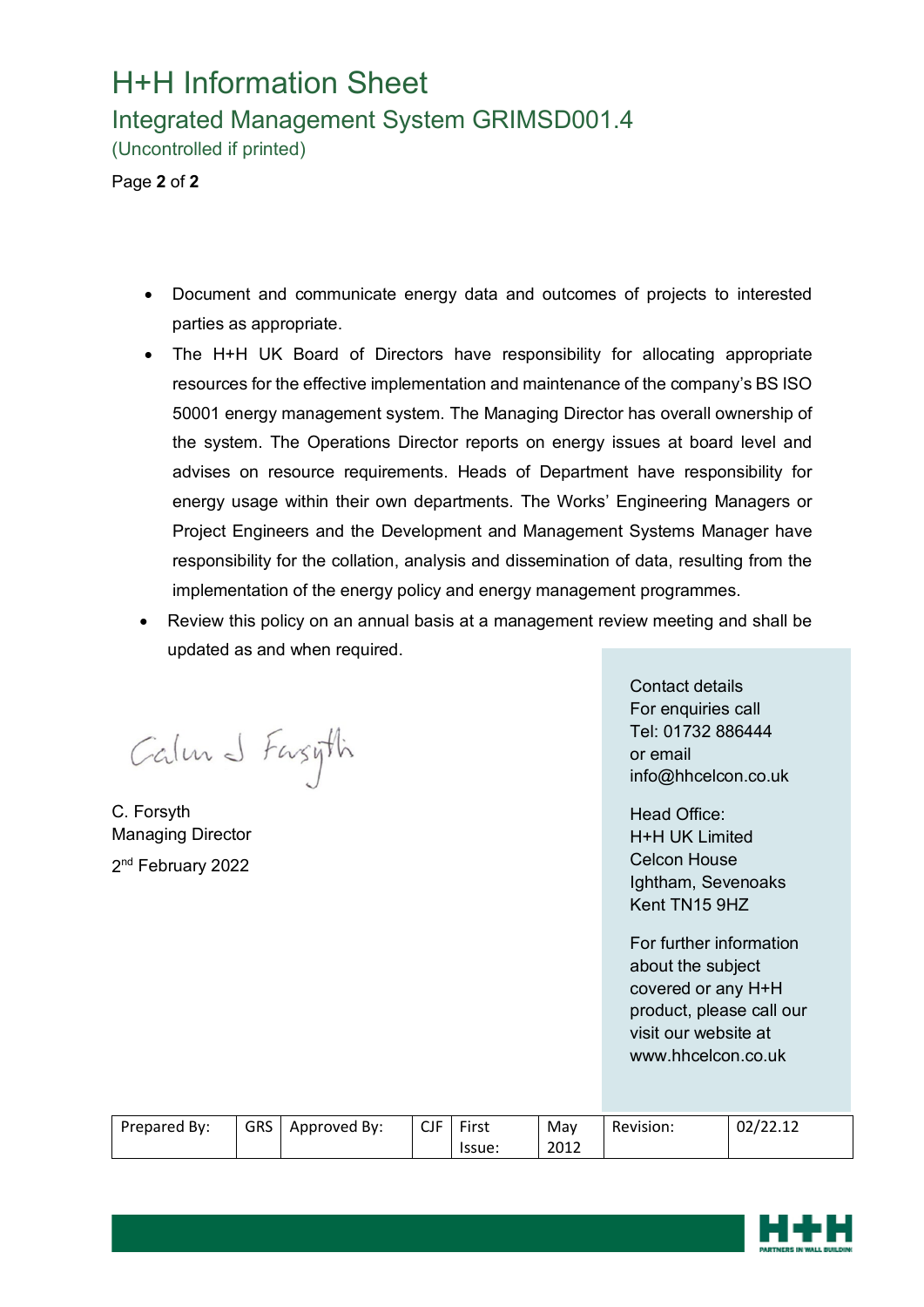- Document and communicate energy data and outcomes of projects to interested parties as appropriate.
- The H+H UK Board of Directors have responsibility for allocating appropriate resources for the effective implementation and maintenance of the company's BS ISO 50001 energy management system. The Managing Director has overall ownership of the system. The Operations Director reports on energy issues at board level and advises on resource requirements. Heads of Department have responsibility for energy usage within their own departments. The Works' Engineering Managers or Project Engineers and the Development and Management Systems Manager have responsibility for the collation, analysis and dissemination of data, resulting from the implementation of the energy policy and energy management programmes.
- Review this policy on an annual basis at a management review meeting and shall be updated as and when required.

Calum J Forsyth

C. Forsyth
Managing Director
2nd February 2022

Contact details
For enquiries call
Tel: 01732 886444
or email
info@hhcelcon.co.uk

Head Office:
H+H UK Limited
Celcon House
Ightham, Sevenoaks
Kent TN15 9HZ

For further information about the subject covered or any H+H product, please call our visit our website at
www.hhcelcon.co.uk

| | | | | | | | |
|---|---|---|---|---|---|---|---|
| Prepared By: | GRS | Approved By: | CJF | First Issue: | May 2012 | Revision: | 02/22.12 |